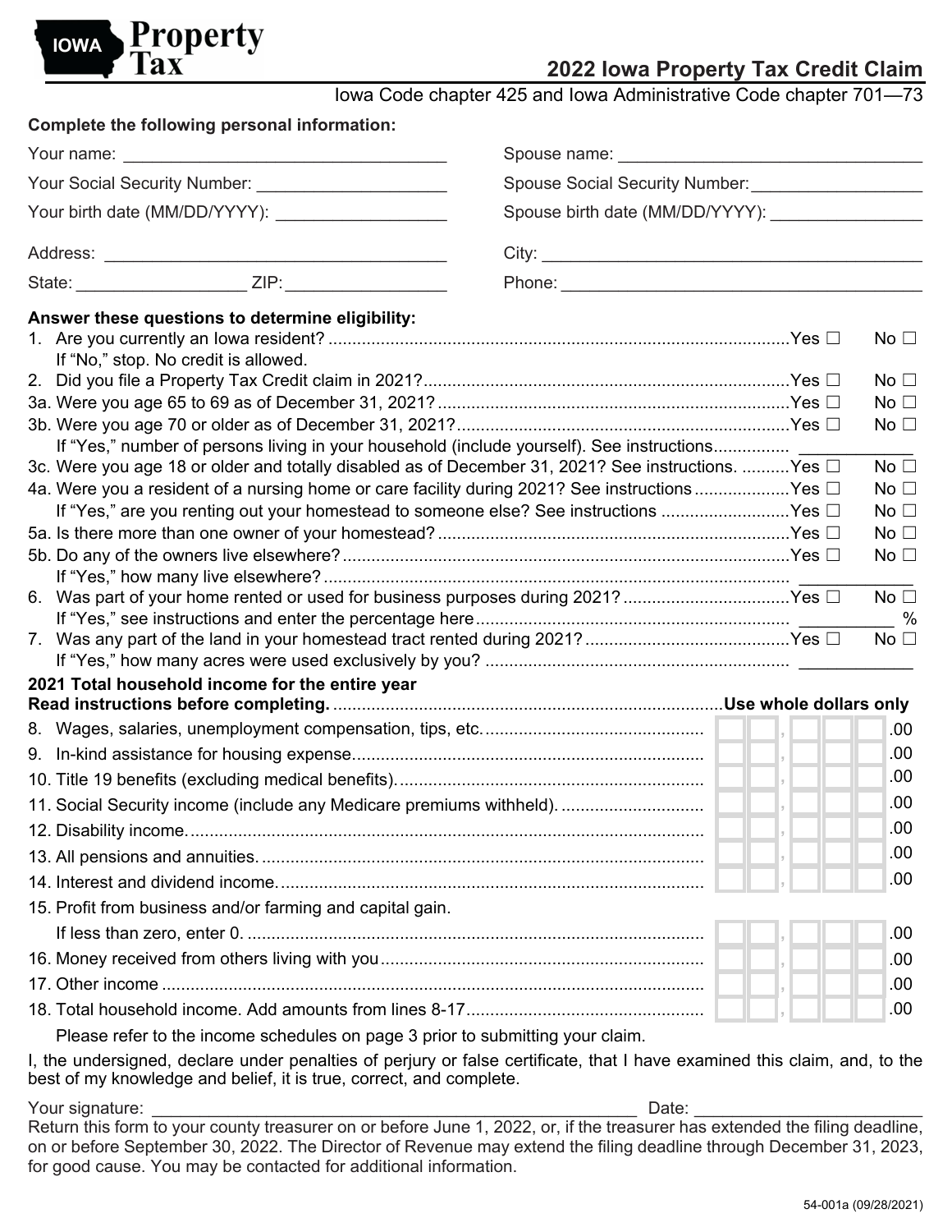IOWA Property Tax

# 2022 Iowa Property Tax Credit Claim

Iowa Code chapter 425 and Iowa Administrative Code chapter 701—73

**Complete the following personal information:**

Your name: ______________________ Spouse name: ______________________

Your Social Security Number: ______________ Spouse Social Security Number: ______________

Your birth date (MM/DD/YYYY): ______________ Spouse birth date (MM/DD/YYYY): ______________

Address: ______________________ City: ______________________

State: __________ ZIP: __________ Phone: ______________________

**Answer these questions to determine eligibility:**

1. Are you currently an Iowa resident? ........ Yes ☐ No ☐
   If "No," stop. No credit is allowed.
2. Did you file a Property Tax Credit claim in 2021? ........ Yes ☐ No ☐

3a. Were you age 65 to 69 as of December 31, 2021? ........ Yes ☐ No ☐

3b. Were you age 70 or older as of December 31, 2021? ........ Yes ☐ No ☐
   If "Yes," number of persons living in your household (include yourself). See instructions........ __________

3c. Were you age 18 or older and totally disabled as of December 31, 2021? See instructions. ........ Yes ☐ No ☐

4a. Were you a resident of a nursing home or care facility during 2021? See instructions ........ Yes ☐ No ☐
   If "Yes," are you renting out your homestead to someone else? See instructions ........ Yes ☐ No ☐

5a. Is there more than one owner of your homestead? ........ Yes ☐ No ☐

5b. Do any of the owners live elsewhere? ........ Yes ☐ No ☐
   If "Yes," how many live elsewhere? ........ __________

6. Was part of your home rented or used for business purposes during 2021? ........ Yes ☐ No ☐
   If "Yes," see instructions and enter the percentage here ........ ________ %
7. Was any part of the land in your homestead tract rented during 2021? ........ Yes ☐ No ☐
   If "Yes," how many acres were used exclusively by you? ........ __________

**2021 Total household income for the entire year**
**Read instructions before completing.** ........ **Use whole dollars only**

| Line | Amount |
|---|---|
| 8. Wages, salaries, unemployment compensation, tips, etc. | ___,___ .00 |
| 9. In-kind assistance for housing expense | ___,___ .00 |
| 10. Title 19 benefits (excluding medical benefits) | ___,___ .00 |
| 11. Social Security income (include any Medicare premiums withheld) | ___,___ .00 |
| 12. Disability income | ___,___ .00 |
| 13. All pensions and annuities | ___,___ .00 |
| 14. Interest and dividend income | ___,___ .00 |
| 15. Profit from business and/or farming and capital gain. If less than zero, enter 0. | ___,___ .00 |
| 16. Money received from others living with you | ___,___ .00 |
| 17. Other income | ___,___ .00 |
| 18. Total household income. Add amounts from lines 8-17 | ___,___ .00 |

Please refer to the income schedules on page 3 prior to submitting your claim.

I, the undersigned, declare under penalties of perjury or false certificate, that I have examined this claim, and, to the best of my knowledge and belief, it is true, correct, and complete.

Your signature: ______________________________ Date: ______________

Return this form to your county treasurer on or before June 1, 2022, or, if the treasurer has extended the filing deadline, on or before September 30, 2022. The Director of Revenue may extend the filing deadline through December 31, 2023, for good cause. You may be contacted for additional information.

54-001a (09/28/2021)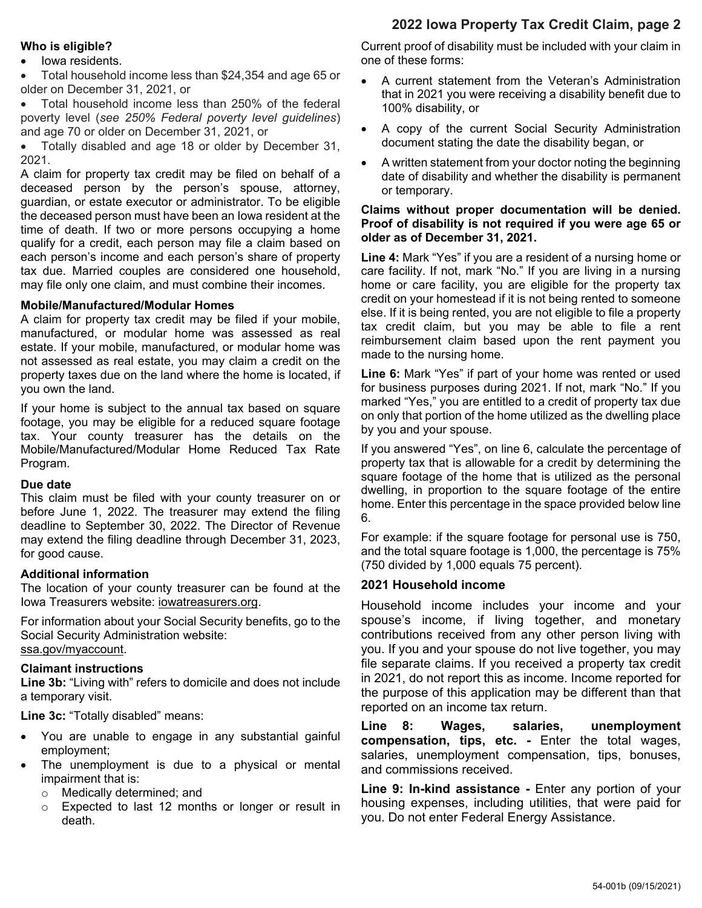### Who is eligible?

- Iowa residents.
- Total household income less than $24,354 and age 65 or older on December 31, 2021, or
- Total household income less than 250% of the federal poverty level (*see 250% Federal poverty level guidelines*) and age 70 or older on December 31, 2021, or
- Totally disabled and age 18 or older by December 31, 2021.

A claim for property tax credit may be filed on behalf of a deceased person by the person's spouse, attorney, guardian, or estate executor or administrator. To be eligible the deceased person must have been an Iowa resident at the time of death. If two or more persons occupying a home qualify for a credit, each person may file a claim based on each person's income and each person's share of property tax due. Married couples are considered one household, may file only one claim, and must combine their incomes.

### Mobile/Manufactured/Modular Homes

A claim for property tax credit may be filed if your mobile, manufactured, or modular home was assessed as real estate. If your mobile, manufactured, or modular home was not assessed as real estate, you may claim a credit on the property taxes due on the land where the home is located, if you own the land.

If your home is subject to the annual tax based on square footage, you may be eligible for a reduced square footage tax. Your county treasurer has the details on the Mobile/Manufactured/Modular Home Reduced Tax Rate Program.

### Due date

This claim must be filed with your county treasurer on or before June 1, 2022. The treasurer may extend the filing deadline to September 30, 2022. The Director of Revenue may extend the filing deadline through December 31, 2023, for good cause.

### Additional information

The location of your county treasurer can be found at the Iowa Treasurers website: iowatreasurers.org.

For information about your Social Security benefits, go to the Social Security Administration website: ssa.gov/myaccount.

### Claimant instructions

**Line 3b:** "Living with" refers to domicile and does not include a temporary visit.

**Line 3c:** "Totally disabled" means:

- You are unable to engage in any substantial gainful employment;
- The unemployment is due to a physical or mental impairment that is:
  - Medically determined; and
  - Expected to last 12 months or longer or result in death.

Current proof of disability must be included with your claim in one of these forms:

- A current statement from the Veteran's Administration that in 2021 you were receiving a disability benefit due to 100% disability, or
- A copy of the current Social Security Administration document stating the date the disability began, or
- A written statement from your doctor noting the beginning date of disability and whether the disability is permanent or temporary.

**Claims without proper documentation will be denied. Proof of disability is not required if you were age 65 or older as of December 31, 2021.**

**Line 4:** Mark "Yes" if you are a resident of a nursing home or care facility. If not, mark "No." If you are living in a nursing home or care facility, you are eligible for the property tax credit on your homestead if it is not being rented to someone else. If it is being rented, you are not eligible to file a property tax credit claim, but you may be able to file a rent reimbursement claim based upon the rent payment you made to the nursing home.

**Line 6:** Mark "Yes" if part of your home was rented or used for business purposes during 2021. If not, mark "No." If you marked "Yes," you are entitled to a credit of property tax due on only that portion of the home utilized as the dwelling place by you and your spouse.

If you answered "Yes", on line 6, calculate the percentage of property tax that is allowable for a credit by determining the square footage of the home that is utilized as the personal dwelling, in proportion to the square footage of the entire home. Enter this percentage in the space provided below line 6.

For example: if the square footage for personal use is 750, and the total square footage is 1,000, the percentage is 75% (750 divided by 1,000 equals 75 percent).

### 2021 Household income

Household income includes your income and your spouse's income, if living together, and monetary contributions received from any other person living with you. If you and your spouse do not live together, you may file separate claims. If you received a property tax credit in 2021, do not report this as income. Income reported for the purpose of this application may be different than that reported on an income tax return.

**Line 8: Wages, salaries, unemployment compensation, tips, etc. -** Enter the total wages, salaries, unemployment compensation, tips, bonuses, and commissions received.

**Line 9: In-kind assistance -** Enter any portion of your housing expenses, including utilities, that were paid for you. Do not enter Federal Energy Assistance.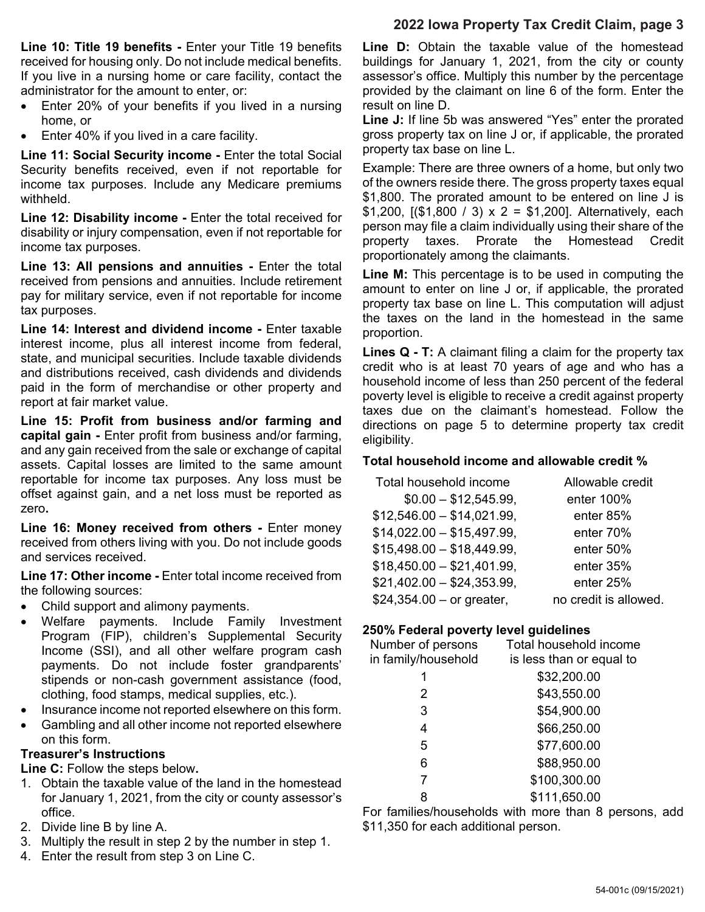**Line 10: Title 19 benefits -** Enter your Title 19 benefits received for housing only. Do not include medical benefits. If you live in a nursing home or care facility, contact the administrator for the amount to enter, or:

- Enter 20% of your benefits if you lived in a nursing home, or
- Enter 40% if you lived in a care facility.

**Line 11: Social Security income -** Enter the total Social Security benefits received, even if not reportable for income tax purposes. Include any Medicare premiums withheld.

**Line 12: Disability income -** Enter the total received for disability or injury compensation, even if not reportable for income tax purposes.

**Line 13: All pensions and annuities -** Enter the total received from pensions and annuities. Include retirement pay for military service, even if not reportable for income tax purposes.

**Line 14: Interest and dividend income -** Enter taxable interest income, plus all interest income from federal, state, and municipal securities. Include taxable dividends and distributions received, cash dividends and dividends paid in the form of merchandise or other property and report at fair market value.

**Line 15: Profit from business and/or farming and capital gain -** Enter profit from business and/or farming, and any gain received from the sale or exchange of capital assets. Capital losses are limited to the same amount reportable for income tax purposes. Any loss must be offset against gain, and a net loss must be reported as zero**.**

**Line 16: Money received from others -** Enter money received from others living with you. Do not include goods and services received.

**Line 17: Other income -** Enter total income received from the following sources:

- Child support and alimony payments.
- Welfare payments. Include Family Investment Program (FIP), children's Supplemental Security Income (SSI), and all other welfare program cash payments. Do not include foster grandparents' stipends or non-cash government assistance (food, clothing, food stamps, medical supplies, etc.).
- Insurance income not reported elsewhere on this form.
- Gambling and all other income not reported elsewhere on this form.

**Treasurer's Instructions**

**Line C:** Follow the steps below**.**

1. Obtain the taxable value of the land in the homestead for January 1, 2021, from the city or county assessor's office.
2. Divide line B by line A.
3. Multiply the result in step 2 by the number in step 1.
4. Enter the result from step 3 on Line C.

**Line D:** Obtain the taxable value of the homestead buildings for January 1, 2021, from the city or county assessor's office. Multiply this number by the percentage provided by the claimant on line 6 of the form. Enter the result on line D.

**Line J:** If line 5b was answered "Yes" enter the prorated gross property tax on line J or, if applicable, the prorated property tax base on line L.

Example: There are three owners of a home, but only two of the owners reside there. The gross property taxes equal $1,800. The prorated amount to be entered on line J is $1,200, [($1,800 / 3) x 2 = $1,200]. Alternatively, each person may file a claim individually using their share of the property taxes. Prorate the Homestead Credit proportionately among the claimants.

**Line M:** This percentage is to be used in computing the amount to enter on line J or, if applicable, the prorated property tax base on line L. This computation will adjust the taxes on the land in the homestead in the same proportion.

**Lines Q - T:** A claimant filing a claim for the property tax credit who is at least 70 years of age and who has a household income of less than 250 percent of the federal poverty level is eligible to receive a credit against property taxes due on the claimant's homestead. Follow the directions on page 5 to determine property tax credit eligibility.

**Total household income and allowable credit %**

| Total household income | Allowable credit |
|---|---|
| $0.00 – $12,545.99, | enter 100% |
| $12,546.00 – $14,021.99, | enter 85% |
| $14,022.00 – $15,497.99, | enter 70% |
| $15,498.00 – $18,449.99, | enter 50% |
| $18,450.00 – $21,401.99, | enter 35% |
| $21,402.00 – $24,353.99, | enter 25% |
| $24,354.00 – or greater, | no credit is allowed. |

**250% Federal poverty level guidelines**

| Number of persons in family/household | Total household income is less than or equal to |
|---|---|
| 1 | $32,200.00 |
| 2 | $43,550.00 |
| 3 | $54,900.00 |
| 4 | $66,250.00 |
| 5 | $77,600.00 |
| 6 | $88,950.00 |
| 7 | $100,300.00 |
| 8 | $111,650.00 |

For families/households with more than 8 persons, add $11,350 for each additional person.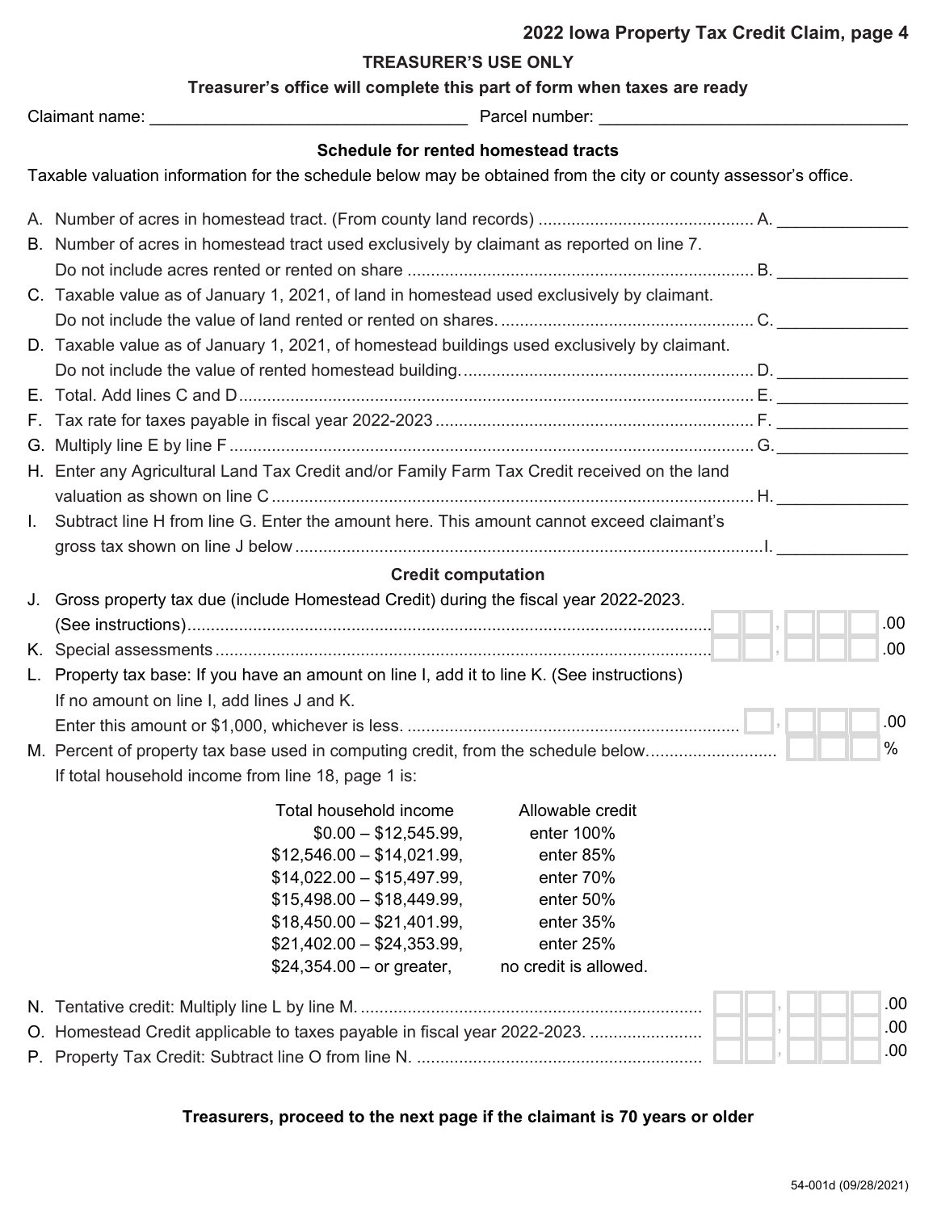## 2022 Iowa Property Tax Credit Claim, page 4

### TREASURER'S USE ONLY

**Treasurer's office will complete this part of form when taxes are ready**

Claimant name: ______________________ Parcel number: ______________________

**Schedule for rented homestead tracts**

Taxable valuation information for the schedule below may be obtained from the city or county assessor's office.

A. Number of acres in homestead tract. (From county land records) .......... A. ____________

B. Number of acres in homestead tract used exclusively by claimant as reported on line 7. Do not include acres rented or rented on share .......... B. ____________

C. Taxable value as of January 1, 2021, of land in homestead used exclusively by claimant. Do not include the value of land rented or rented on shares. .......... C. ____________

D. Taxable value as of January 1, 2021, of homestead buildings used exclusively by claimant. Do not include the value of rented homestead building. .......... D. ____________

E. Total. Add lines C and D .......... E. ____________

F. Tax rate for taxes payable in fiscal year 2022-2023 .......... F. ____________

G. Multiply line E by line F .......... G. ____________

H. Enter any Agricultural Land Tax Credit and/or Family Farm Tax Credit received on the land valuation as shown on line C .......... H. ____________

I. Subtract line H from line G. Enter the amount here. This amount cannot exceed claimant's gross tax shown on line J below .......... I. ____________

**Credit computation**

J. Gross property tax due (include Homestead Credit) during the fiscal year 2022-2023. (See instructions) .......... ____________.00

K. Special assessments .......... ____________.00

L. Property tax base: If you have an amount on line I, add it to line K. (See instructions) If no amount on line I, add lines J and K. Enter this amount or $1,000, whichever is less. .......... ____________.00

M. Percent of property tax base used in computing credit, from the schedule below. .......... ________%

If total household income from line 18, page 1 is:

| Total household income | Allowable credit |
|---|---|
| $0.00 – $12,545.99, | enter 100% |
| $12,546.00 – $14,021.99, | enter 85% |
| $14,022.00 – $15,497.99, | enter 70% |
| $15,498.00 – $18,449.99, | enter 50% |
| $18,450.00 – $21,401.99, | enter 35% |
| $21,402.00 – $24,353.99, | enter 25% |
| $24,354.00 – or greater, | no credit is allowed. |

N. Tentative credit: Multiply line L by line M. .......... ____________.00

O. Homestead Credit applicable to taxes payable in fiscal year 2022-2023. .......... ____________.00

P. Property Tax Credit: Subtract line O from line N. .......... ____________.00

**Treasurers, proceed to the next page if the claimant is 70 years or older**

54-001d (09/28/2021)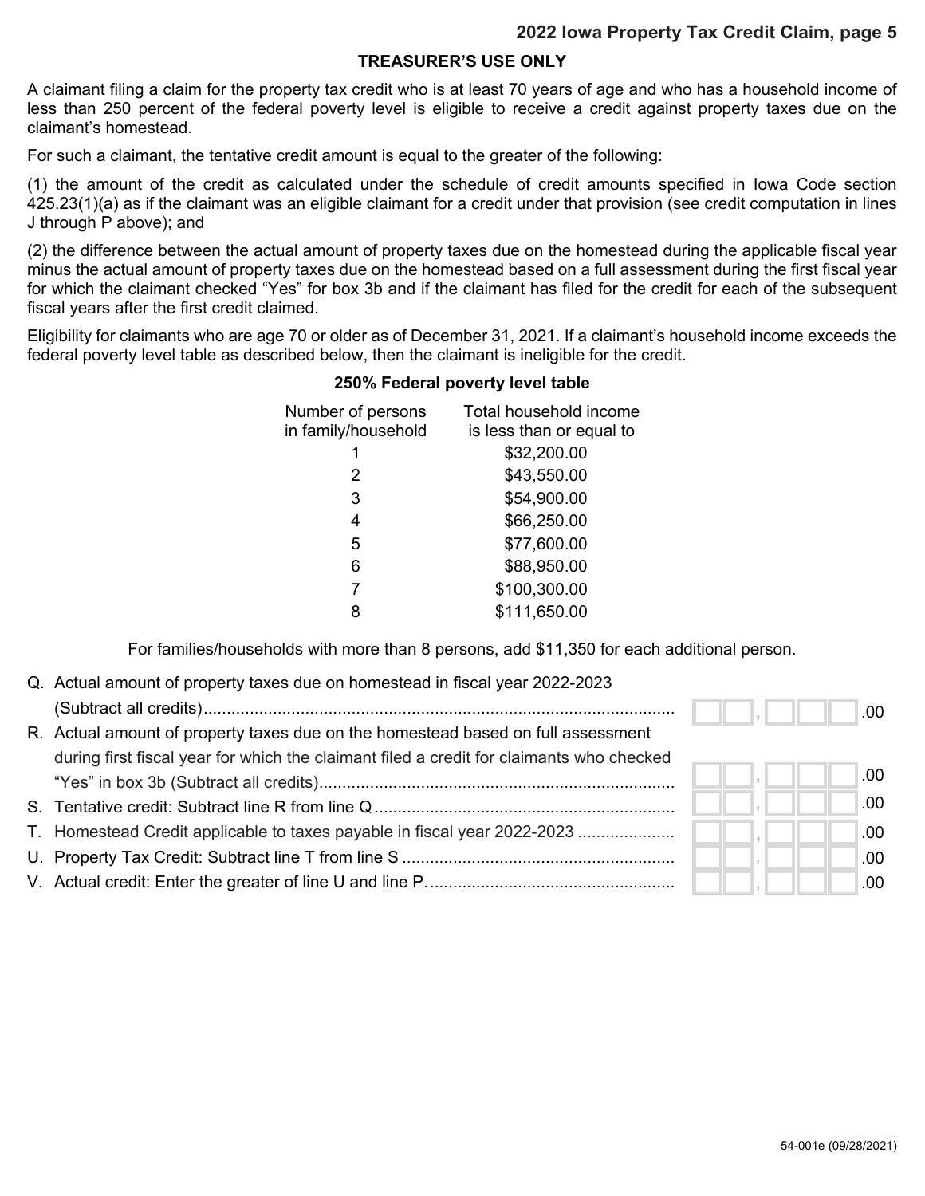## TREASURER'S USE ONLY

A claimant filing a claim for the property tax credit who is at least 70 years of age and who has a household income of less than 250 percent of the federal poverty level is eligible to receive a credit against property taxes due on the claimant's homestead.

For such a claimant, the tentative credit amount is equal to the greater of the following:

(1) the amount of the credit as calculated under the schedule of credit amounts specified in Iowa Code section 425.23(1)(a) as if the claimant was an eligible claimant for a credit under that provision (see credit computation in lines J through P above); and

(2) the difference between the actual amount of property taxes due on the homestead during the applicable fiscal year minus the actual amount of property taxes due on the homestead based on a full assessment during the first fiscal year for which the claimant checked "Yes" for box 3b and if the claimant has filed for the credit for each of the subsequent fiscal years after the first credit claimed.

Eligibility for claimants who are age 70 or older as of December 31, 2021. If a claimant's household income exceeds the federal poverty level table as described below, then the claimant is ineligible for the credit.

**250% Federal poverty level table**

| Number of persons in family/household | Total household income is less than or equal to |
|---|---|
| 1 | $32,200.00 |
| 2 | $43,550.00 |
| 3 | $54,900.00 |
| 4 | $66,250.00 |
| 5 | $77,600.00 |
| 6 | $88,950.00 |
| 7 | $100,300.00 |
| 8 | $111,650.00 |

For families/households with more than 8 persons, add $11,350 for each additional person.

Q. Actual amount of property taxes due on homestead in fiscal year 2022-2023 (Subtract all credits) .......... ___,___.00

R. Actual amount of property taxes due on the homestead based on full assessment during first fiscal year for which the claimant filed a credit for claimants who checked "Yes" in box 3b (Subtract all credits) .......... ___,___.00

S. Tentative credit: Subtract line R from line Q .......... ___,___.00

T. Homestead Credit applicable to taxes payable in fiscal year 2022-2023 .......... ___,___.00

U. Property Tax Credit: Subtract line T from line S .......... ___,___.00

V. Actual credit: Enter the greater of line U and line P. .......... ___,___.00

54-001e (09/28/2021)